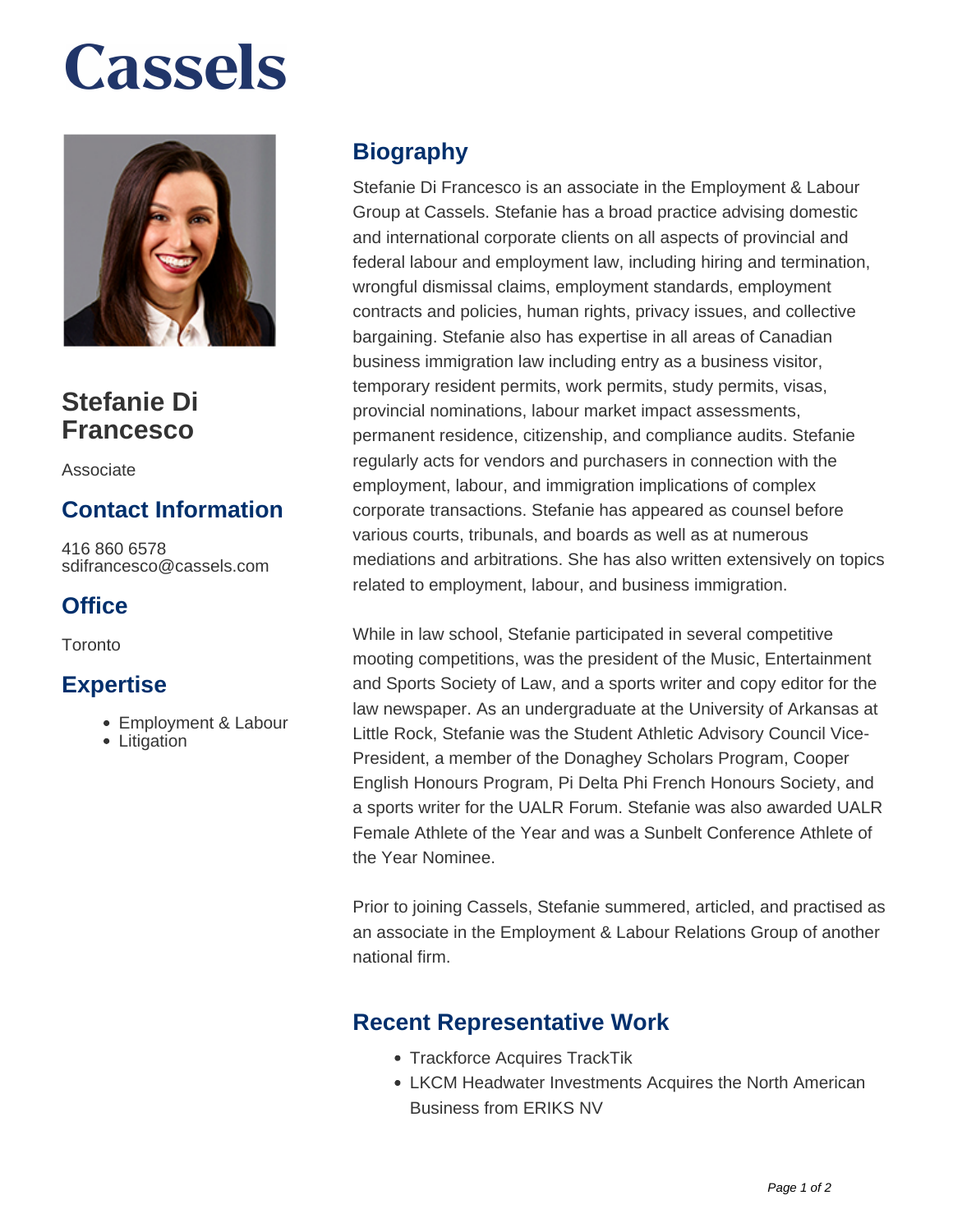# Cassels

## Stefanie Di Francesco

Associate

### Contact Information

416 860 6578
sdifrancesco@cassels.com

### Office

Toronto

### Expertise

- Employment & Labour
- Litigation

## Biography

Stefanie Di Francesco is an associate in the Employment & Labour Group at Cassels. Stefanie has a broad practice advising domestic and international corporate clients on all aspects of provincial and federal labour and employment law, including hiring and termination, wrongful dismissal claims, employment standards, employment contracts and policies, human rights, privacy issues, and collective bargaining. Stefanie also has expertise in all areas of Canadian business immigration law including entry as a business visitor, temporary resident permits, work permits, study permits, visas, provincial nominations, labour market impact assessments, permanent residence, citizenship, and compliance audits. Stefanie regularly acts for vendors and purchasers in connection with the employment, labour, and immigration implications of complex corporate transactions. Stefanie has appeared as counsel before various courts, tribunals, and boards as well as at numerous mediations and arbitrations. She has also written extensively on topics related to employment, labour, and business immigration.

While in law school, Stefanie participated in several competitive mooting competitions, was the president of the Music, Entertainment and Sports Society of Law, and a sports writer and copy editor for the law newspaper. As an undergraduate at the University of Arkansas at Little Rock, Stefanie was the Student Athletic Advisory Council Vice-President, a member of the Donaghey Scholars Program, Cooper English Honours Program, Pi Delta Phi French Honours Society, and a sports writer for the UALR Forum. Stefanie was also awarded UALR Female Athlete of the Year and was a Sunbelt Conference Athlete of the Year Nominee.

Prior to joining Cassels, Stefanie summered, articled, and practised as an associate in the Employment & Labour Relations Group of another national firm.

## Recent Representative Work

- Trackforce Acquires TrackTik
- LKCM Headwater Investments Acquires the North American Business from ERIKS NV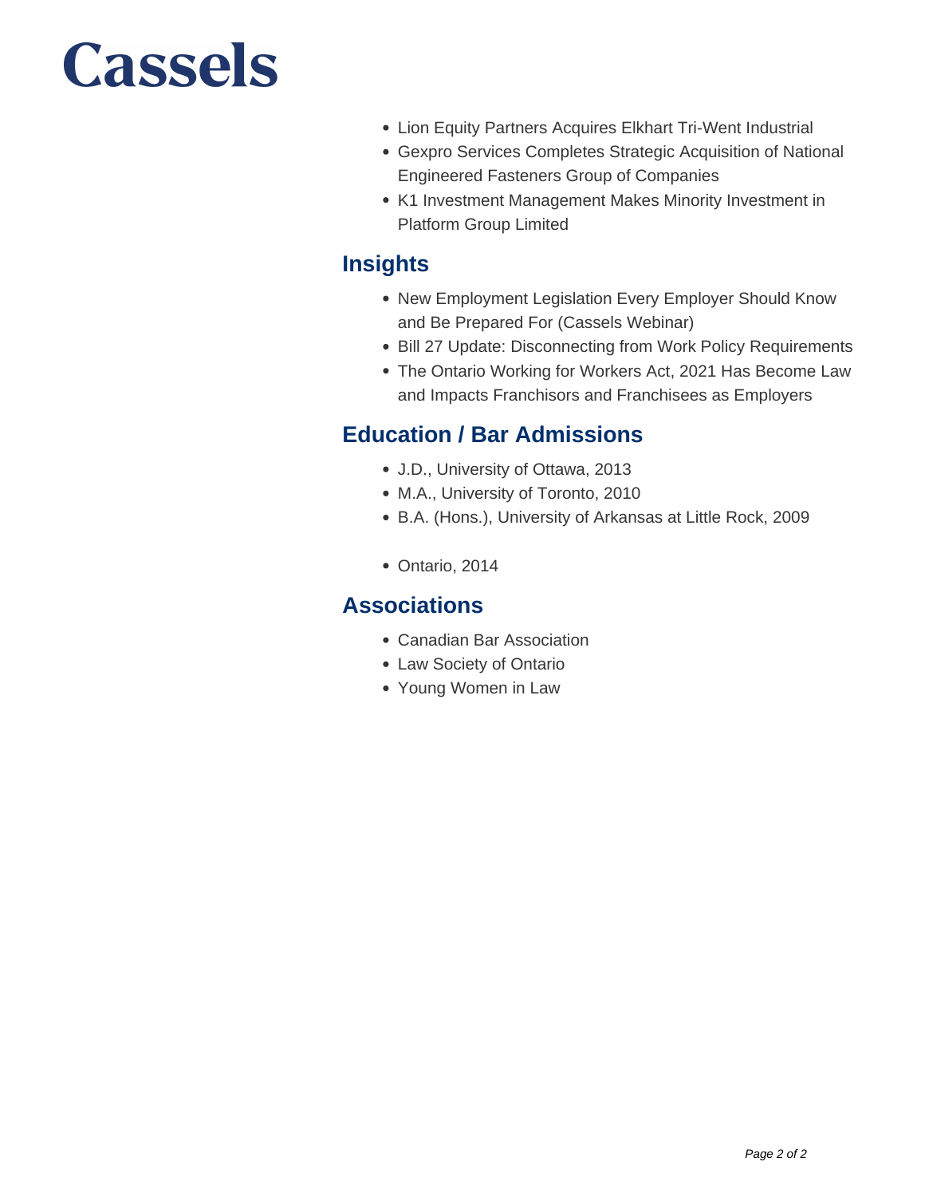- Lion Equity Partners Acquires Elkhart Tri-Went Industrial
- Gexpro Services Completes Strategic Acquisition of National Engineered Fasteners Group of Companies
- K1 Investment Management Makes Minority Investment in Platform Group Limited

## Insights

- New Employment Legislation Every Employer Should Know and Be Prepared For (Cassels Webinar)
- Bill 27 Update: Disconnecting from Work Policy Requirements
- The Ontario Working for Workers Act, 2021 Has Become Law and Impacts Franchisors and Franchisees as Employers

## Education / Bar Admissions

- J.D., University of Ottawa, 2013
- M.A., University of Toronto, 2010
- B.A. (Hons.), University of Arkansas at Little Rock, 2009

- Ontario, 2014

## Associations

- Canadian Bar Association
- Law Society of Ontario
- Young Women in Law